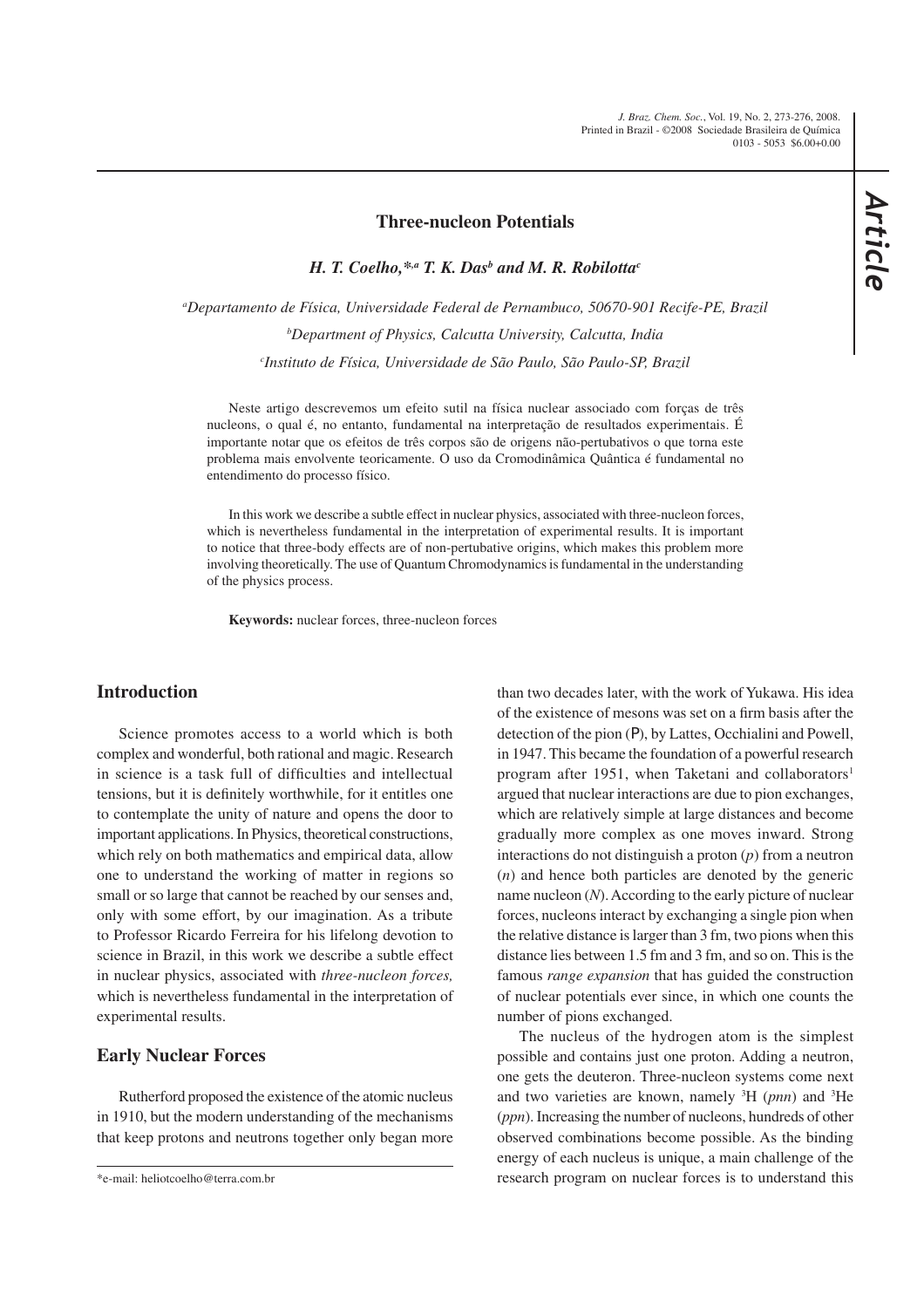# Three-nucleon Potentials

***H. T. Coelho,\*,[a] T. K. Das[b] and M. R. Robilotta[c]***

[a]*Departamento de Física, Universidade Federal de Pernambuco, 50670-901 Recife-PE, Brazil*

[b]*Department of Physics, Calcutta University, Calcutta, India*

[c]*Instituto de Física, Universidade de São Paulo, São Paulo-SP, Brazil*

Neste artigo descrevemos um efeito sutil na física nuclear associado com forças de três nucleons, o qual é, no entanto, fundamental na interpretação de resultados experimentais. É importante notar que os efeitos de três corpos são de origens não-pertubativos o que torna este problema mais envolvente teoricamente. O uso da Cromodinâmica Quântica é fundamental no entendimento do processo físico.

In this work we describe a subtle effect in nuclear physics, associated with three-nucleon forces, which is nevertheless fundamental in the interpretation of experimental results. It is important to notice that three-body effects are of non-pertubative origins, which makes this problem more involving theoretically. The use of Quantum Chromodynamics is fundamental in the understanding of the physics process.

**Keywords:** nuclear forces, three-nucleon forces

## Introduction

Science promotes access to a world which is both complex and wonderful, both rational and magic. Research in science is a task full of difficulties and intellectual tensions, but it is definitely worthwhile, for it entitles one to contemplate the unity of nature and opens the door to important applications. In Physics, theoretical constructions, which rely on both mathematics and empirical data, allow one to understand the working of matter in regions so small or so large that cannot be reached by our senses and, only with some effort, by our imagination. As a tribute to Professor Ricardo Ferreira for his lifelong devotion to science in Brazil, in this work we describe a subtle effect in nuclear physics, associated with *three-nucleon forces,* which is nevertheless fundamental in the interpretation of experimental results.

## Early Nuclear Forces

Rutherford proposed the existence of the atomic nucleus in 1910, but the modern understanding of the mechanisms that keep protons and neutrons together only began more than two decades later, with the work of Yukawa. His idea of the existence of mesons was set on a firm basis after the detection of the pion (P), by Lattes, Occhialini and Powell, in 1947. This became the foundation of a powerful research program after 1951, when Taketani and collaborators[1] argued that nuclear interactions are due to pion exchanges, which are relatively simple at large distances and become gradually more complex as one moves inward. Strong interactions do not distinguish a proton ($p$) from a neutron ($n$) and hence both particles are denoted by the generic name nucleon ($N$). According to the early picture of nuclear forces, nucleons interact by exchanging a single pion when the relative distance is larger than 3 fm, two pions when this distance lies between 1.5 fm and 3 fm, and so on. This is the famous *range expansion* that has guided the construction of nuclear potentials ever since, in which one counts the number of pions exchanged.

The nucleus of the hydrogen atom is the simplest possible and contains just one proton. Adding a neutron, one gets the deuteron. Three-nucleon systems come next and two varieties are known, namely $^3$H ($pnn$) and $^3$He ($ppn$). Increasing the number of nucleons, hundreds of other observed combinations become possible. As the binding energy of each nucleus is unique, a main challenge of the research program on nuclear forces is to understand this

\*e-mail: heliotcoelho@terra.com.br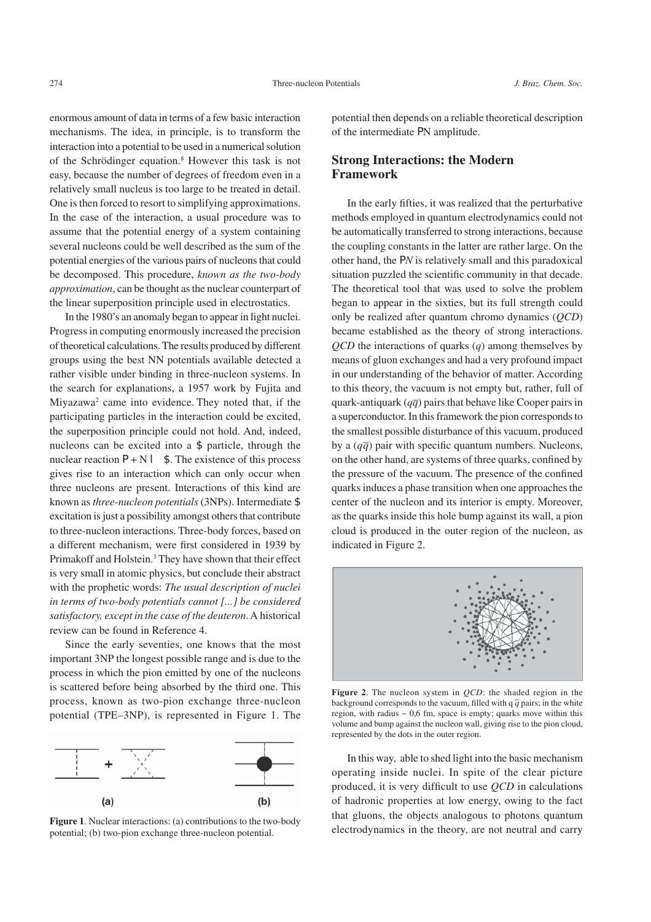enormous amount of data in terms of a few basic interaction mechanisms. The idea, in principle, is to transform the interaction into a potential to be used in a numerical solution of the Schrödinger equation.[8] However this task is not easy, because the number of degrees of freedom even in a relatively small nucleus is too large to be treated in detail. One is then forced to resort to simplifying approximations. In the case of the interaction, a usual procedure was to assume that the potential energy of a system containing several nucleons could be well described as the sum of the potential energies of the various pairs of nucleons that could be decomposed. This procedure, *known as the two-body approximation*, can be thought as the nuclear counterpart of the linear superposition principle used in electrostatics.

In the 1980's an anomaly began to appear in light nuclei. Progress in computing enormously increased the precision of theoretical calculations. The results produced by different groups using the best NN potentials available detected a rather visible under binding in three-nucleon systems. In the search for explanations, a 1957 work by Fujita and Miyazawa[2] came into evidence. They noted that, if the participating particles in the interaction could be excited, the superposition principle could not hold. And, indeed, nucleons can be excited into a $ particle, through the nuclear reaction P + N l $. The existence of this process gives rise to an interaction which can only occur when three nucleons are present. Interactions of this kind are known as *three-nucleon potentials* (3NPs). Intermediate $ excitation is just a possibility amongst others that contribute to three-nucleon interactions. Three-body forces, based on a different mechanism, were first considered in 1939 by Primakoff and Holstein.[3] They have shown that their effect is very small in atomic physics, but conclude their abstract with the prophetic words: *The usual description of nuclei in terms of two-body potentials cannot [...] be considered satisfactory, except in the case of the deuteron*. A historical review can be found in Reference 4.

Since the early seventies, one knows that the most important 3NP the longest possible range and is due to the process in which the pion emitted by one of the nucleons is scattered before being absorbed by the third one. This process, known as two-pion exchange three-nucleon potential (TPE–3NP), is represented in Figure 1. The potential then depends on a reliable theoretical description of the intermediate PN amplitude.

**Figure 1**. Nuclear interactions: (a) contributions to the two-body potential; (b) two-pion exchange three-nucleon potential.

## Strong Interactions: the Modern Framework

In the early fifties, it was realized that the perturbative methods employed in quantum electrodynamics could not be automatically transferred to strong interactions, because the coupling constants in the latter are rather large. On the other hand, the P*N* is relatively small and this paradoxical situation puzzled the scientific community in that decade. The theoretical tool that was used to solve the problem began to appear in the sixties, but its full strength could only be realized after quantum chromo dynamics (*QCD*) became established as the theory of strong interactions. *QCD* the interactions of quarks (*q*) among themselves by means of gluon exchanges and had a very profound impact in our understanding of the behavior of matter. According to this theory, the vacuum is not empty but, rather, full of quark-antiquark ($q\bar{q}$) pairs that behave like Cooper pairs in a superconductor. In this framework the pion corresponds to the smallest possible disturbance of this vacuum, produced by a ($q\bar{q}$) pair with specific quantum numbers. Nucleons, on the other hand, are systems of three quarks, confined by the pressure of the vacuum. The presence of the confined quarks induces a phase transition when one approaches the center of the nucleon and its interior is empty. Moreover, as the quarks inside this hole bump against its wall, a pion cloud is produced in the outer region of the nucleon, as indicated in Figure 2.

**Figure 2**. The nucleon system in *QCD*: the shaded region in the background corresponds to the vacuum, filled with $q\bar{q}$ pairs; in the white region, with radius ~ 0,6 fm, space is empty; quarks move within this volume and bump against the nucleon wall, giving rise to the pion cloud, represented by the dots in the outer region.

In this way, able to shed light into the basic mechanism operating inside nuclei. In spite of the clear picture produced, it is very difficult to use *QCD* in calculations of hadronic properties at low energy, owing to the fact that gluons, the objects analogous to photons quantum electrodynamics in the theory, are not neutral and carry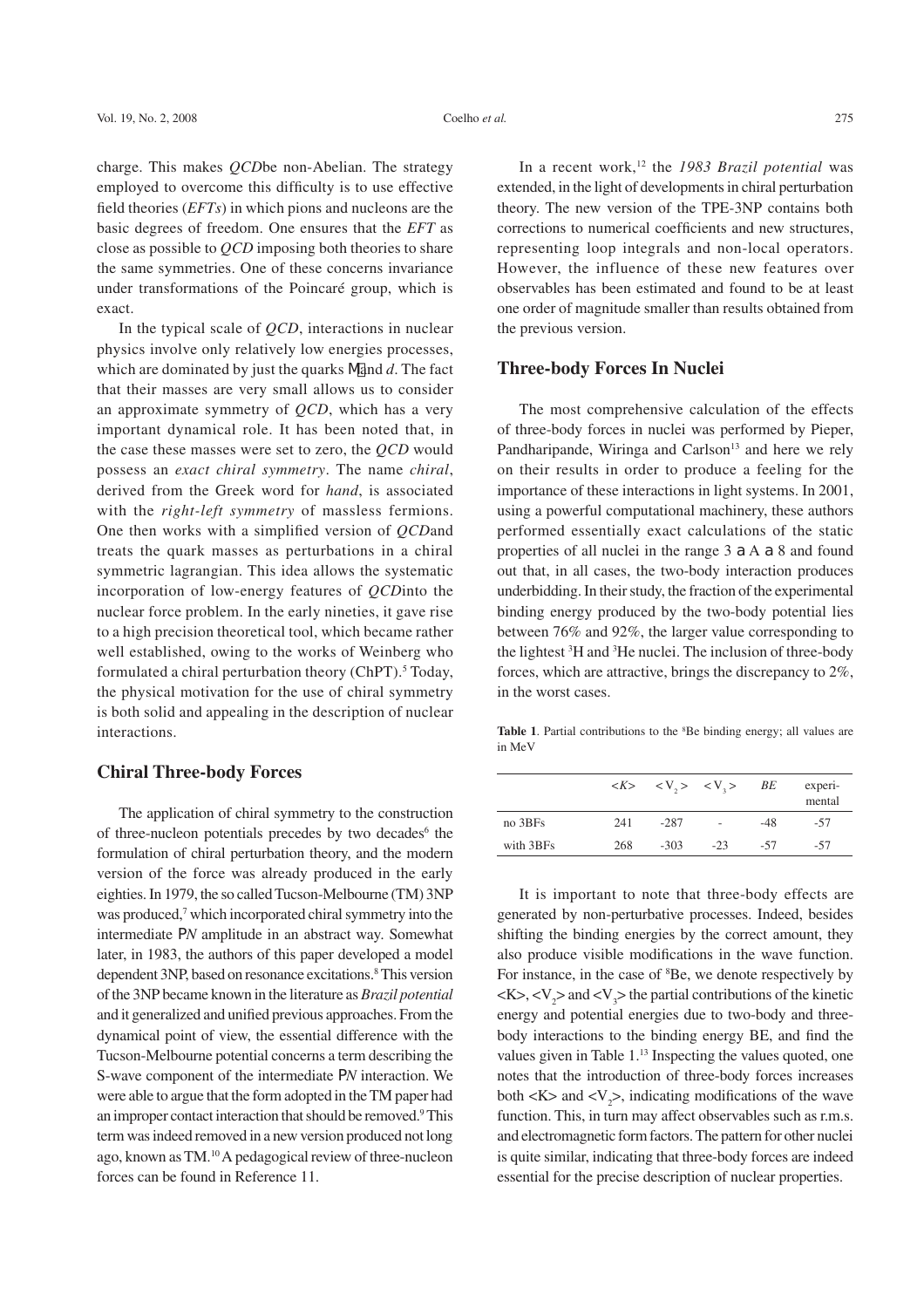charge. This makes *QCD*be non-Abelian. The strategy employed to overcome this difficulty is to use effective field theories (*EFTs*) in which pions and nucleons are the basic degrees of freedom. One ensures that the *EFT* as close as possible to *QCD* imposing both theories to share the same symmetries. One of these concerns invariance under transformations of the Poincaré group, which is exact.

In the typical scale of *QCD*, interactions in nuclear physics involve only relatively low energies processes, which are dominated by just the quarks *u* and *d*. The fact that their masses are very small allows us to consider an approximate symmetry of *QCD*, which has a very important dynamical role. It has been noted that, in the case these masses were set to zero, the *QCD* would possess an *exact chiral symmetry*. The name *chiral*, derived from the Greek word for *hand*, is associated with the *right-left symmetry* of massless fermions. One then works with a simplified version of *QCD*and treats the quark masses as perturbations in a chiral symmetric lagrangian. This idea allows the systematic incorporation of low-energy features of *QCD*into the nuclear force problem. In the early nineties, it gave rise to a high precision theoretical tool, which became rather well established, owing to the works of Weinberg who formulated a chiral perturbation theory (ChPT).[5] Today, the physical motivation for the use of chiral symmetry is both solid and appealing in the description of nuclear interactions.

## Chiral Three-body Forces

The application of chiral symmetry to the construction of three-nucleon potentials precedes by two decades[6] the formulation of chiral perturbation theory, and the modern version of the force was already produced in the early eighties. In 1979, the so called Tucson-Melbourne (TM) 3NP was produced,[7] which incorporated chiral symmetry into the intermediate *PN* amplitude in an abstract way. Somewhat later, in 1983, the authors of this paper developed a model dependent 3NP, based on resonance excitations.[8] This version of the 3NP became known in the literature as *Brazil potential* and it generalized and unified previous approaches. From the dynamical point of view, the essential difference with the Tucson-Melbourne potential concerns a term describing the S-wave component of the intermediate *PN* interaction. We were able to argue that the form adopted in the TM paper had an improper contact interaction that should be removed.[9] This term was indeed removed in a new version produced not long ago, known as TM.[10] A pedagogical review of three-nucleon forces can be found in Reference 11.

In a recent work,[12] the *1983 Brazil potential* was extended, in the light of developments in chiral perturbation theory. The new version of the TPE-3NP contains both corrections to numerical coefficients and new structures, representing loop integrals and non-local operators. However, the influence of these new features over observables has been estimated and found to be at least one order of magnitude smaller than results obtained from the previous version.

## Three-body Forces In Nuclei

The most comprehensive calculation of the effects of three-body forces in nuclei was performed by Pieper, Pandharipande, Wiringa and Carlson[13] and here we rely on their results in order to produce a feeling for the importance of these interactions in light systems. In 2001, using a powerful computational machinery, these authors performed essentially exact calculations of the static properties of all nuclei in the range $3 \leq A \leq 8$ and found out that, in all cases, the two-body interaction produces underbidding. In their study, the fraction of the experimental binding energy produced by the two-body potential lies between 76% and 92%, the larger value corresponding to the lightest $^3$H and $^3$He nuclei. The inclusion of three-body forces, which are attractive, brings the discrepancy to 2%, in the worst cases.

**Table 1**. Partial contributions to the $^8$Be binding energy; all values are in MeV

| | $<K>$ | $<V_2>$ | $<V_3>$ | $BE$ | experi-mental |
|---|---|---|---|---|---|
| no 3BFs | 241 | -287 | - | -48 | -57 |
| with 3BFs | 268 | -303 | -23 | -57 | -57 |

It is important to note that three-body effects are generated by non-perturbative processes. Indeed, besides shifting the binding energies by the correct amount, they also produce visible modifications in the wave function. For instance, in the case of $^8$Be, we denote respectively by $<K>$, $<V_2>$ and $<V_3>$ the partial contributions of the kinetic energy and potential energies due to two-body and three-body interactions to the binding energy BE, and find the values given in Table 1.[13] Inspecting the values quoted, one notes that the introduction of three-body forces increases both $<K>$ and $<V_2>$, indicating modifications of the wave function. This, in turn may affect observables such as r.m.s. and electromagnetic form factors. The pattern for other nuclei is quite similar, indicating that three-body forces are indeed essential for the precise description of nuclear properties.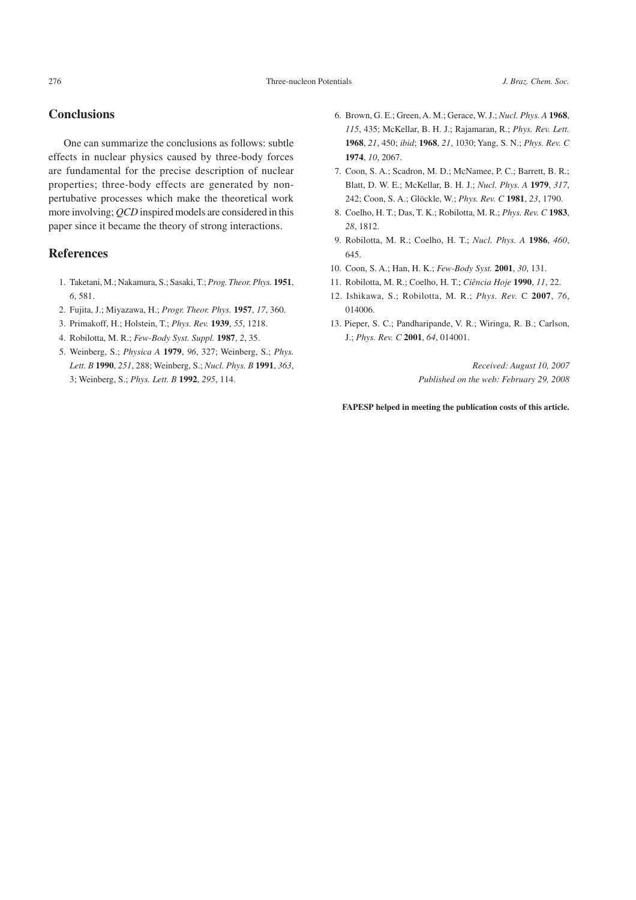## Conclusions

One can summarize the conclusions as follows: subtle effects in nuclear physics caused by three-body forces are fundamental for the precise description of nuclear properties; three-body effects are generated by non-pertubative processes which make the theoretical work more involving; *QCD* inspired models are considered in this paper since it became the theory of strong interactions.

## References

1. Taketani, M.; Nakamura, S.; Sasaki, T.; *Prog. Theor. Phys.* **1951**, *6*, 581.
2. Fujita, J.; Miyazawa, H.; *Progr. Theor. Phys.* **1957**, *17*, 360.
3. Primakoff, H.; Holstein, T.; *Phys. Rev.* **1939**, *55*, 1218.
4. Robilotta, M. R.; *Few-Body Syst. Suppl.* **1987**, *2*, 35.
5. Weinberg, S.; *Physica A* **1979**, *96*, 327; Weinberg, S.; *Phys. Lett. B* **1990**, *251*, 288; Weinberg, S.; *Nucl. Phys. B* **1991**, *363*, 3; Weinberg, S.; *Phys. Lett. B* **1992**, *295*, 114.
6. Brown, G. E.; Green, A. M.; Gerace, W. J.; *Nucl. Phys. A* **1968**, *115*, 435; McKellar, B. H. J.; Rajamaran, R.; *Phys. Rev. Lett.* **1968**, *21*, 450; *ibid*; **1968**, *21*, 1030; Yang, S. N.; *Phys. Rev. C* **1974**, *10*, 2067.
7. Coon, S. A.; Scadron, M. D.; McNamee, P. C.; Barrett, B. R.; Blatt, D. W. E.; McKellar, B. H. J.; *Nucl. Phys. A* **1979**, *317*, 242; Coon, S. A.; Glöckle, W.; *Phys. Rev. C* **1981**, *23*, 1790.
8. Coelho, H. T.; Das, T. K.; Robilotta, M. R.; *Phys. Rev. C* **1983**, *28*, 1812.
9. Robilotta, M. R.; Coelho, H. T.; *Nucl. Phys. A* **1986**, *460*, 645.
10. Coon, S. A.; Han, H. K.; *Few-Body Syst.* **2001**, *30*, 131.
11. Robilotta, M. R.; Coelho, H. T.; *Ciência Hoje* **1990**, *11*, 22.
12. Ishikawa, S.; Robilotta, M. R.; *Phys. Rev.* C **2007**, *76*, 014006.
13. Pieper, S. C.; Pandharipande, V. R.; Wiringa, R. B.; Carlson, J.; *Phys. Rev. C* **2001**, *64*, 014001.

*Received: August 10, 2007*
*Published on the web: February 29, 2008*

**FAPESP helped in meeting the publication costs of this article.**